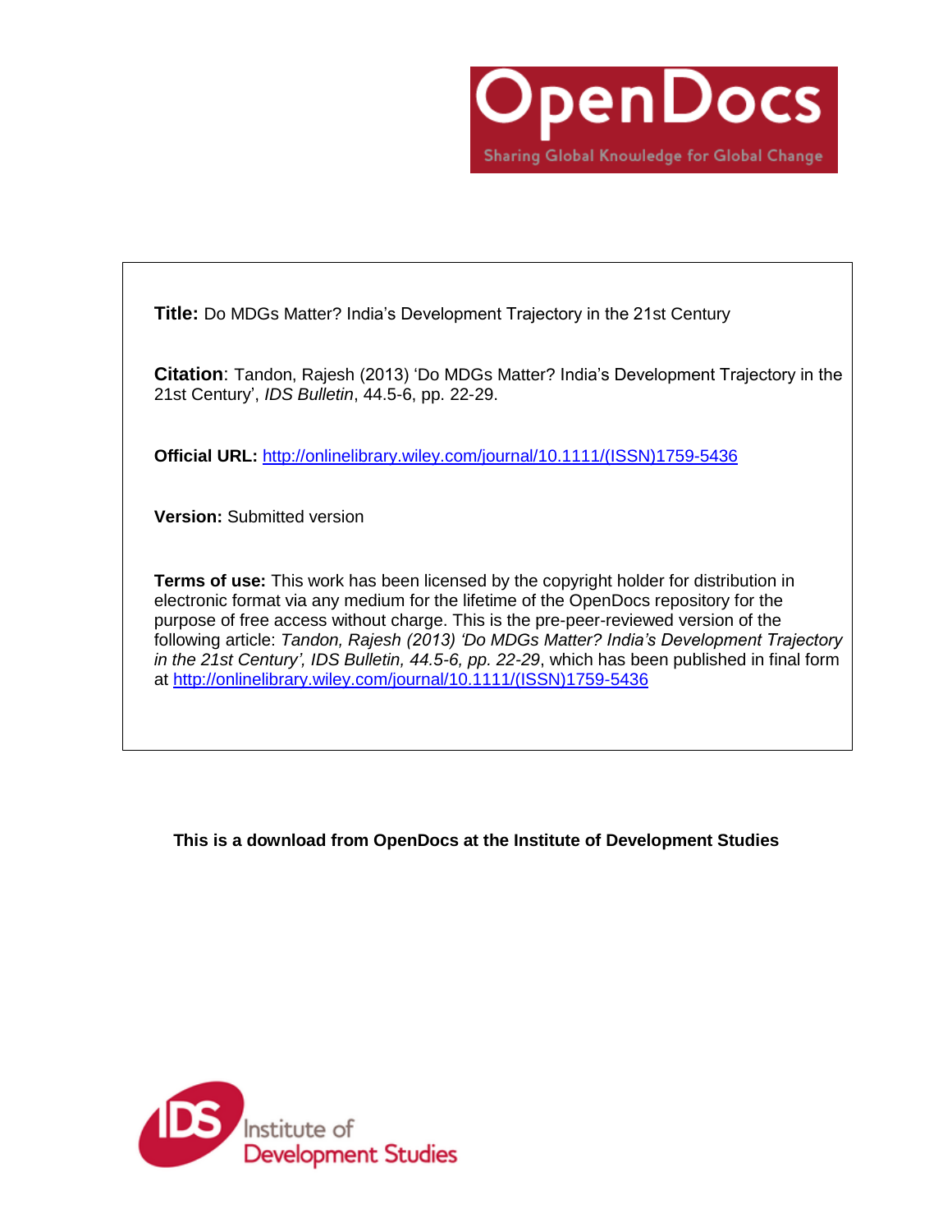OpenDocs

Sharing Global Knowledge for Global Change

**Title:** Do MDGs Matter? India's Development Trajectory in the 21st Century

**Citation**: Tandon, Rajesh (2013) 'Do MDGs Matter? India's Development Trajectory in the 21st Century', *IDS Bulletin*, 44.5-6, pp. 22-29.

**Official URL:** http://onlinelibrary.wiley.com/journal/10.1111/(ISSN)1759-5436

**Version:** Submitted version

**Terms of use:** This work has been licensed by the copyright holder for distribution in electronic format via any medium for the lifetime of the OpenDocs repository for the purpose of free access without charge. This is the pre-peer-reviewed version of the following article: *Tandon, Rajesh (2013) 'Do MDGs Matter? India's Development Trajectory in the 21st Century', IDS Bulletin, 44.5-6, pp. 22-29*, which has been published in final form at http://onlinelibrary.wiley.com/journal/10.1111/(ISSN)1759-5436

**This is a download from OpenDocs at the Institute of Development Studies**

IDS Institute of Development Studies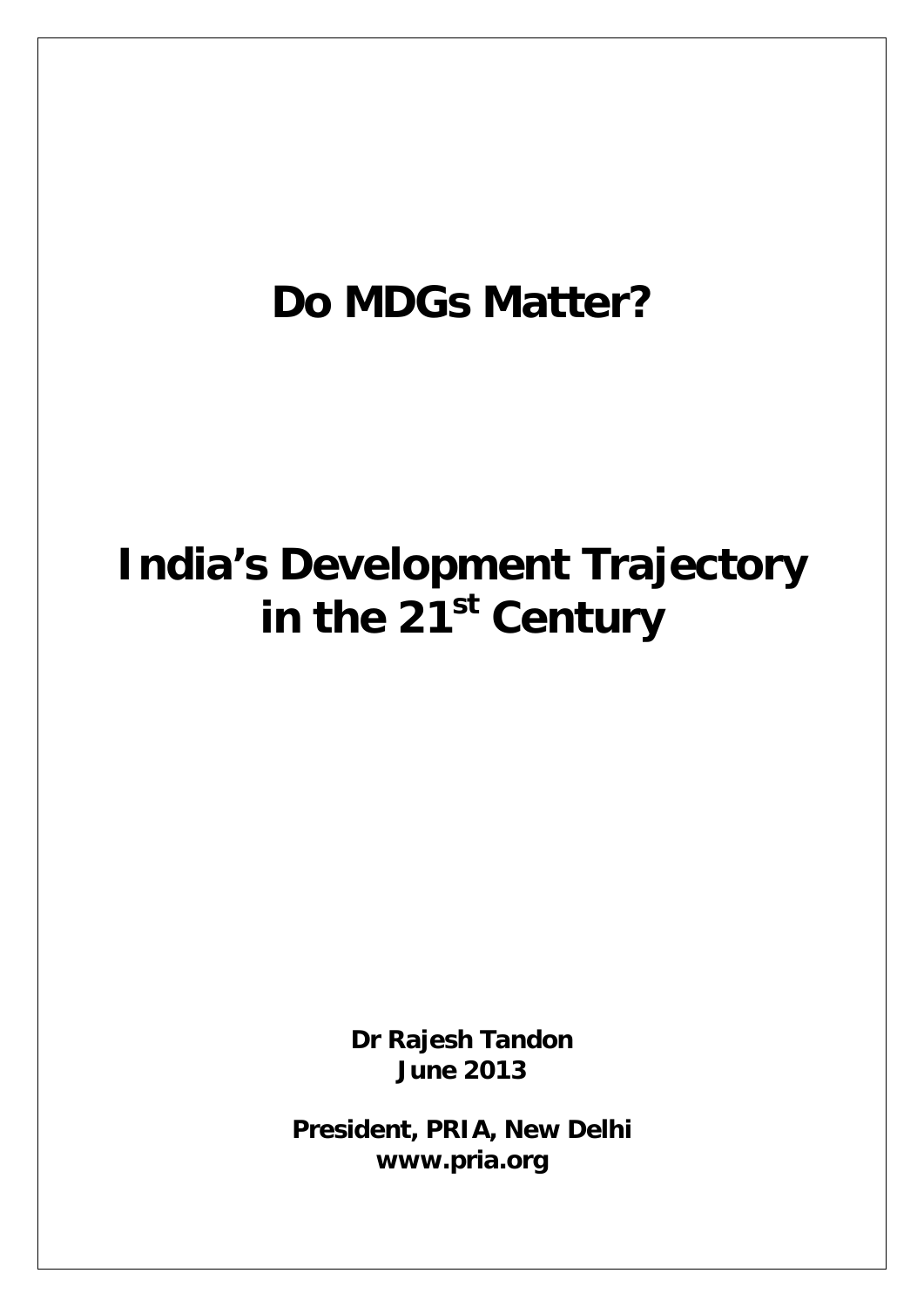# Do MDGs Matter?

# India's Development Trajectory in the 21st Century

**Dr Rajesh Tandon**
**June 2013**

**President, PRIA, New Delhi**
**www.pria.org**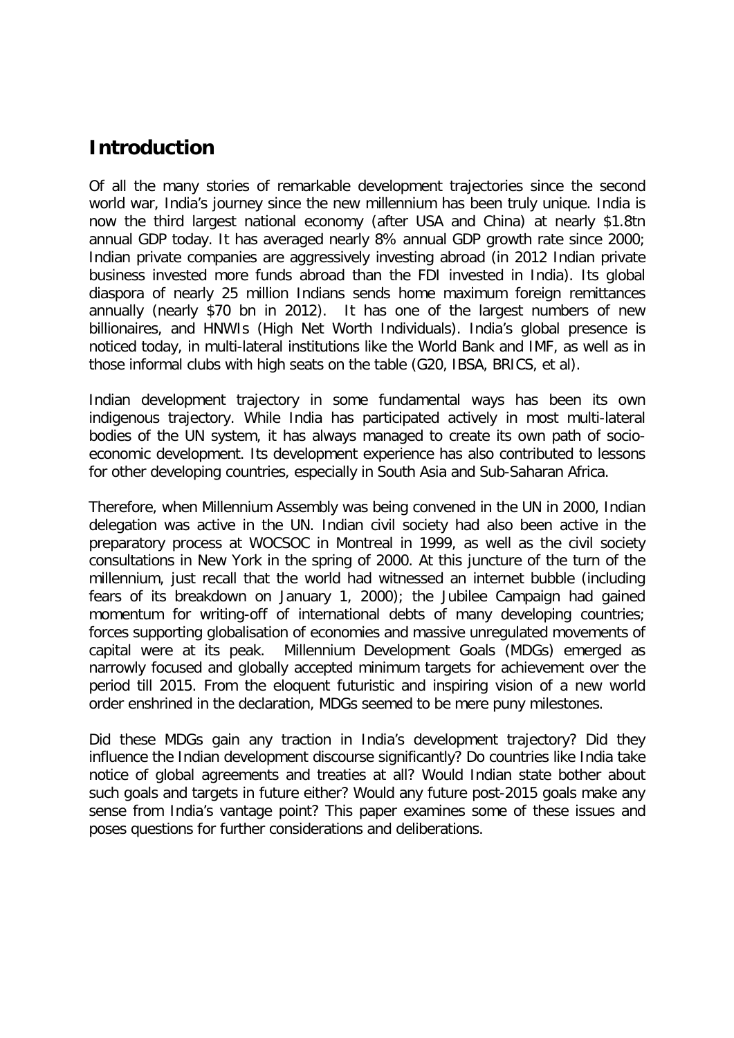## Introduction

Of all the many stories of remarkable development trajectories since the second world war, India's journey since the new millennium has been truly unique. India is now the third largest national economy (after USA and China) at nearly $1.8tn annual GDP today. It has averaged nearly 8% annual GDP growth rate since 2000; Indian private companies are aggressively investing abroad (in 2012 Indian private business invested more funds abroad than the FDI invested in India). Its global diaspora of nearly 25 million Indians sends home maximum foreign remittances annually (nearly $70 bn in 2012). It has one of the largest numbers of new billionaires, and HNWIs (High Net Worth Individuals). India's global presence is noticed today, in multi-lateral institutions like the World Bank and IMF, as well as in those informal clubs with high seats on the table (G20, IBSA, BRICS, et al).

Indian development trajectory in some fundamental ways has been its own indigenous trajectory. While India has participated actively in most multi-lateral bodies of the UN system, it has always managed to create its own path of socio-economic development. Its development experience has also contributed to lessons for other developing countries, especially in South Asia and Sub-Saharan Africa.

Therefore, when Millennium Assembly was being convened in the UN in 2000, Indian delegation was active in the UN. Indian civil society had also been active in the preparatory process at WOCSOC in Montreal in 1999, as well as the civil society consultations in New York in the spring of 2000. At this juncture of the turn of the millennium, just recall that the world had witnessed an internet bubble (including fears of its breakdown on January 1, 2000); the Jubilee Campaign had gained momentum for writing-off of international debts of many developing countries; forces supporting globalisation of economies and massive unregulated movements of capital were at its peak. Millennium Development Goals (MDGs) emerged as narrowly focused and globally accepted minimum targets for achievement over the period till 2015. From the eloquent futuristic and inspiring vision of a new world order enshrined in the declaration, MDGs seemed to be mere puny milestones.

Did these MDGs gain any traction in India's development trajectory? Did they influence the Indian development discourse significantly? Do countries like India take notice of global agreements and treaties at all? Would Indian state bother about such goals and targets in future either? Would any future post-2015 goals make any sense from India's vantage point? This paper examines some of these issues and poses questions for further considerations and deliberations.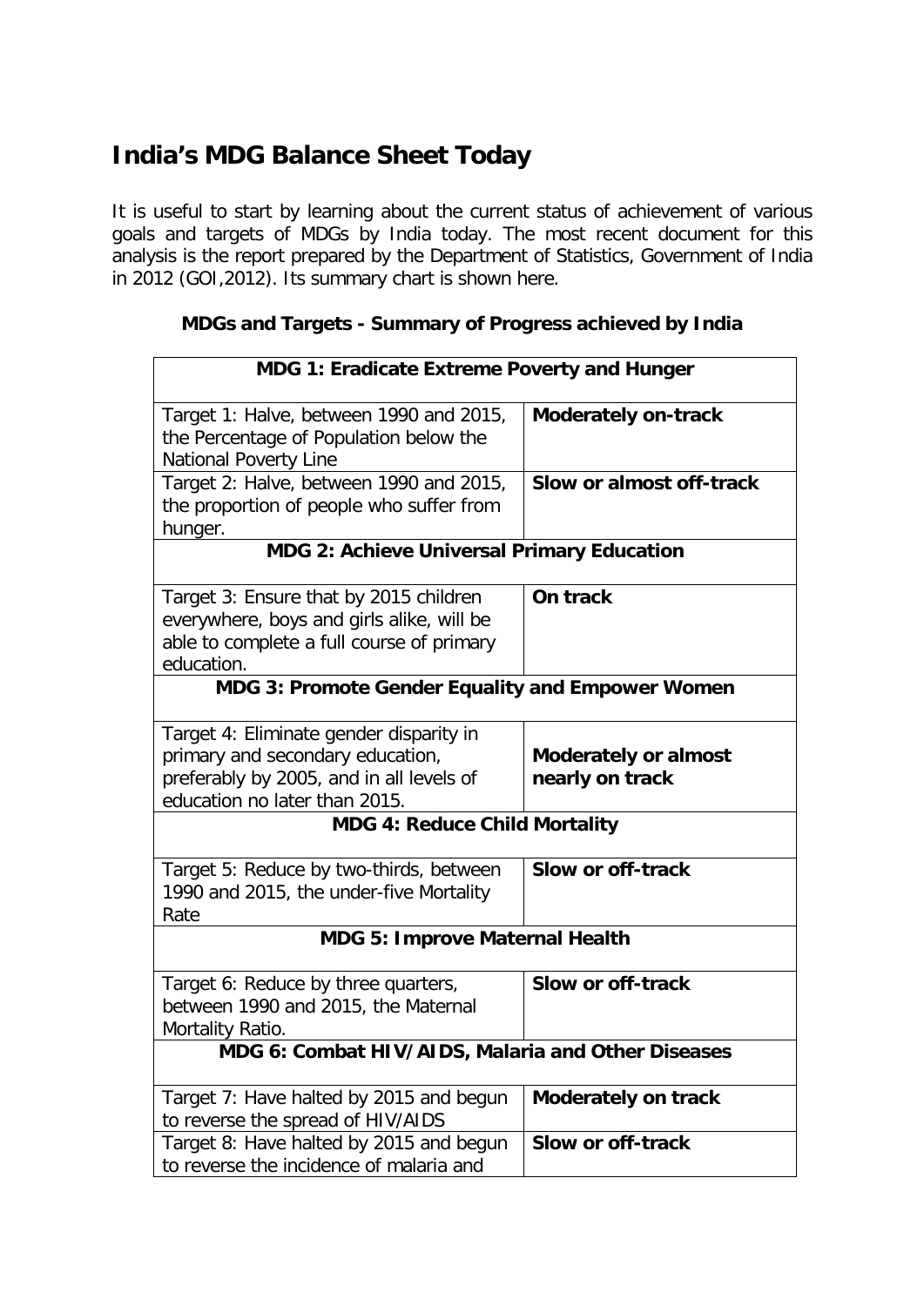## India's MDG Balance Sheet Today

It is useful to start by learning about the current status of achievement of various goals and targets of MDGs by India today. The most recent document for this analysis is the report prepared by the Department of Statistics, Government of India in 2012 (GOI,2012). Its summary chart is shown here.

**MDGs and Targets - Summary of Progress achieved by India**

| **MDG 1: Eradicate Extreme Poverty and Hunger** | |
|---|---|
| Target 1: Halve, between 1990 and 2015, the Percentage of Population below the National Poverty Line | **Moderately on-track** |
| Target 2: Halve, between 1990 and 2015, the proportion of people who suffer from hunger. | **Slow or almost off-track** |
| **MDG 2: Achieve Universal Primary Education** | |
| Target 3: Ensure that by 2015 children everywhere, boys and girls alike, will be able to complete a full course of primary education. | **On track** |
| **MDG 3: Promote Gender Equality and Empower Women** | |
| Target 4: Eliminate gender disparity in primary and secondary education, preferably by 2005, and in all levels of education no later than 2015. | **Moderately or almost nearly on track** |
| **MDG 4: Reduce Child Mortality** | |
| Target 5: Reduce by two-thirds, between 1990 and 2015, the under-five Mortality Rate | **Slow or off-track** |
| **MDG 5: Improve Maternal Health** | |
| Target 6: Reduce by three quarters, between 1990 and 2015, the Maternal Mortality Ratio. | **Slow or off-track** |
| **MDG 6: Combat HIV/AIDS, Malaria and Other Diseases** | |
| Target 7: Have halted by 2015 and begun to reverse the spread of HIV/AIDS | **Moderately on track** |
| Target 8: Have halted by 2015 and begun to reverse the incidence of malaria and | **Slow or off-track** |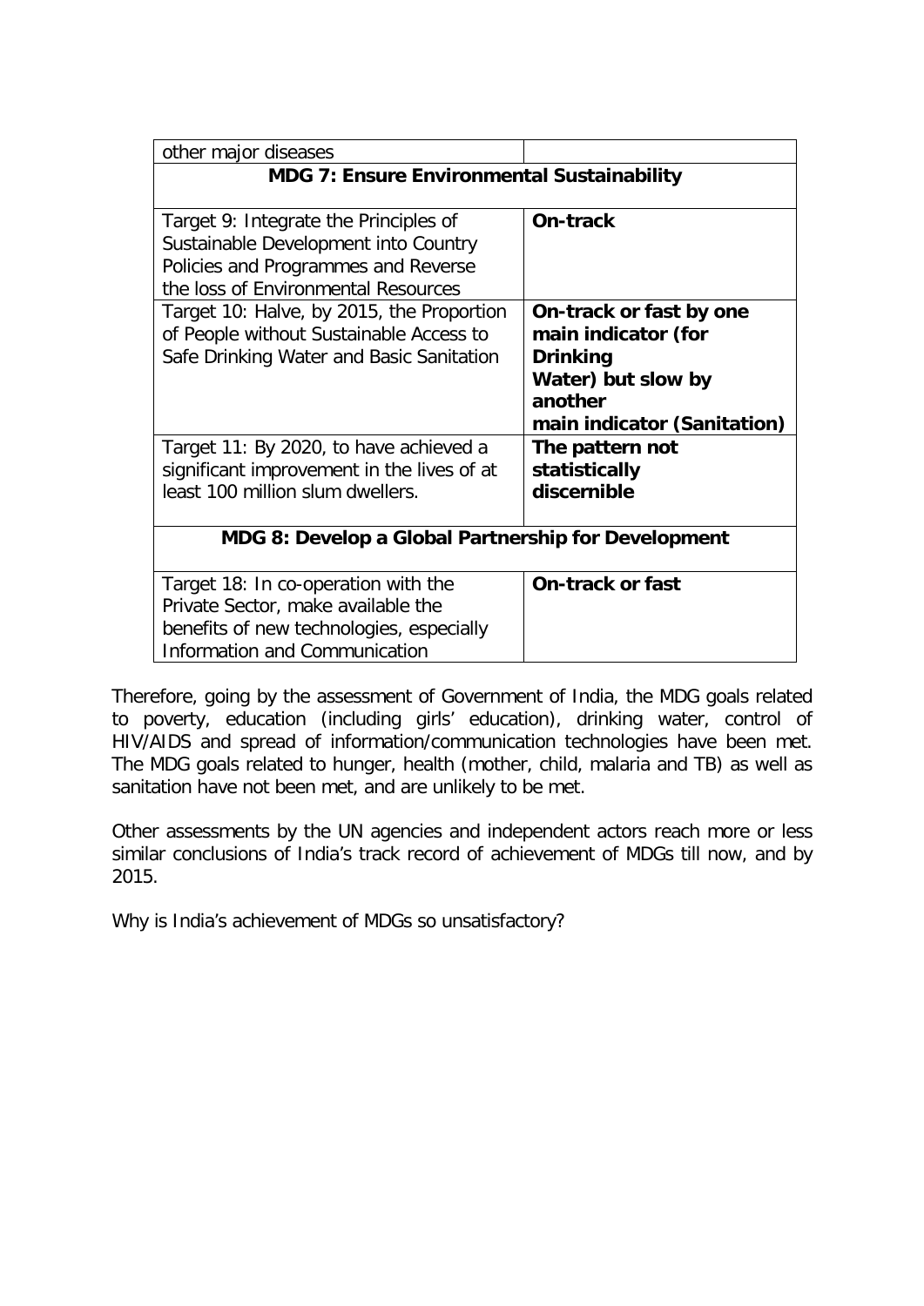| other major diseases | |
| --- | --- |
| **MDG 7: Ensure Environmental Sustainability** | |
| Target 9: Integrate the Principles of Sustainable Development into Country Policies and Programmes and Reverse the loss of Environmental Resources | **On-track** |
| Target 10: Halve, by 2015, the Proportion of People without Sustainable Access to Safe Drinking Water and Basic Sanitation | **On-track or fast by one main indicator (for Drinking Water) but slow by another main indicator (Sanitation)** |
| Target 11: By 2020, to have achieved a significant improvement in the lives of at least 100 million slum dwellers. | **The pattern not statistically discernible** |
| **MDG 8: Develop a Global Partnership for Development** | |
| Target 18: In co-operation with the Private Sector, make available the benefits of new technologies, especially Information and Communication | **On-track or fast** |

Therefore, going by the assessment of Government of India, the MDG goals related to poverty, education (including girls' education), drinking water, control of HIV/AIDS and spread of information/communication technologies have been met. The MDG goals related to hunger, health (mother, child, malaria and TB) as well as sanitation have not been met, and are unlikely to be met.

Other assessments by the UN agencies and independent actors reach more or less similar conclusions of India's track record of achievement of MDGs till now, and by 2015.

Why is India's achievement of MDGs so unsatisfactory?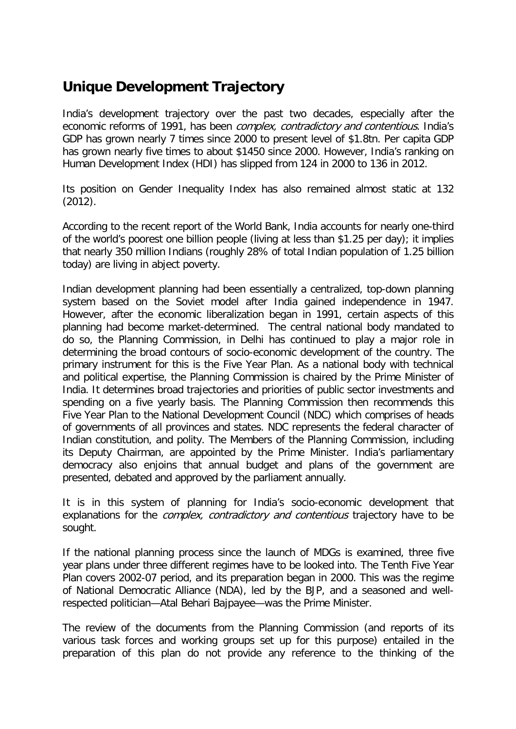## Unique Development Trajectory

India's development trajectory over the past two decades, especially after the economic reforms of 1991, has been *complex, contradictory and contentious*. India's GDP has grown nearly 7 times since 2000 to present level of $1.8tn. Per capita GDP has grown nearly five times to about $1450 since 2000. However, India's ranking on Human Development Index (HDI) has slipped from 124 in 2000 to 136 in 2012.

Its position on Gender Inequality Index has also remained almost static at 132 (2012).

According to the recent report of the World Bank, India accounts for nearly one-third of the world's poorest one billion people (living at less than $1.25 per day); it implies that nearly 350 million Indians (roughly 28% of total Indian population of 1.25 billion today) are living in abject poverty.

Indian development planning had been essentially a centralized, top-down planning system based on the Soviet model after India gained independence in 1947. However, after the economic liberalization began in 1991, certain aspects of this planning had become market-determined. The central national body mandated to do so, the Planning Commission, in Delhi has continued to play a major role in determining the broad contours of socio-economic development of the country. The primary instrument for this is the Five Year Plan. As a national body with technical and political expertise, the Planning Commission is chaired by the Prime Minister of India. It determines broad trajectories and priorities of public sector investments and spending on a five yearly basis. The Planning Commission then recommends this Five Year Plan to the National Development Council (NDC) which comprises of heads of governments of all provinces and states. NDC represents the federal character of Indian constitution, and polity. The Members of the Planning Commission, including its Deputy Chairman, are appointed by the Prime Minister. India's parliamentary democracy also enjoins that annual budget and plans of the government are presented, debated and approved by the parliament annually.

It is in this system of planning for India's socio-economic development that explanations for the *complex, contradictory and contentious* trajectory have to be sought.

If the national planning process since the launch of MDGs is examined, three five year plans under three different regimes have to be looked into. The Tenth Five Year Plan covers 2002-07 period, and its preparation began in 2000. This was the regime of National Democratic Alliance (NDA), led by the BJP, and a seasoned and well-respected politician—Atal Behari Bajpayee—was the Prime Minister.

The review of the documents from the Planning Commission (and reports of its various task forces and working groups set up for this purpose) entailed in the preparation of this plan do not provide any reference to the thinking of the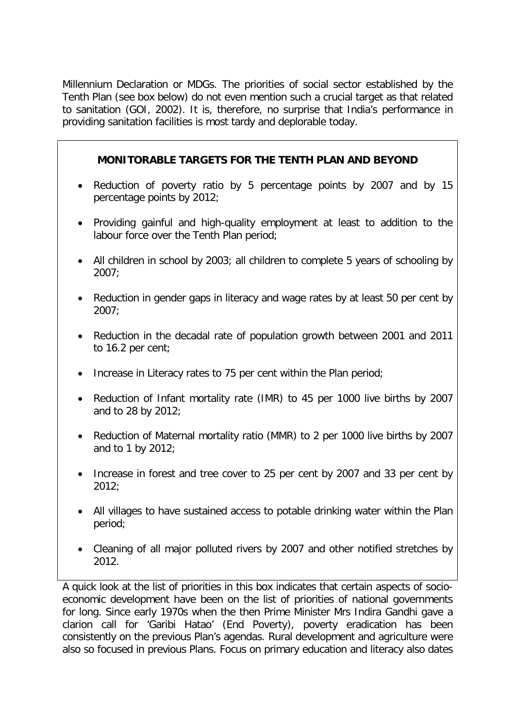Millennium Declaration or MDGs. The priorities of social sector established by the Tenth Plan (see box below) do not even mention such a crucial target as that related to sanitation (GOI, 2002). It is, therefore, no surprise that India's performance in providing sanitation facilities is most tardy and deplorable today.

**MONITORABLE TARGETS FOR THE TENTH PLAN AND BEYOND**

- Reduction of poverty ratio by 5 percentage points by 2007 and by 15 percentage points by 2012;
- Providing gainful and high-quality employment at least to addition to the labour force over the Tenth Plan period;
- All children in school by 2003; all children to complete 5 years of schooling by 2007;
- Reduction in gender gaps in literacy and wage rates by at least 50 per cent by 2007;
- Reduction in the decadal rate of population growth between 2001 and 2011 to 16.2 per cent;
- Increase in Literacy rates to 75 per cent within the Plan period;
- Reduction of Infant mortality rate (IMR) to 45 per 1000 live births by 2007 and to 28 by 2012;
- Reduction of Maternal mortality ratio (MMR) to 2 per 1000 live births by 2007 and to 1 by 2012;
- Increase in forest and tree cover to 25 per cent by 2007 and 33 per cent by 2012;
- All villages to have sustained access to potable drinking water within the Plan period;
- Cleaning of all major polluted rivers by 2007 and other notified stretches by 2012.

A quick look at the list of priorities in this box indicates that certain aspects of socio-economic development have been on the list of priorities of national governments for long. Since early 1970s when the then Prime Minister Mrs Indira Gandhi gave a clarion call for 'Garibi Hatao' (End Poverty), poverty eradication has been consistently on the previous Plan's agendas. Rural development and agriculture were also so focused in previous Plans. Focus on primary education and literacy also dates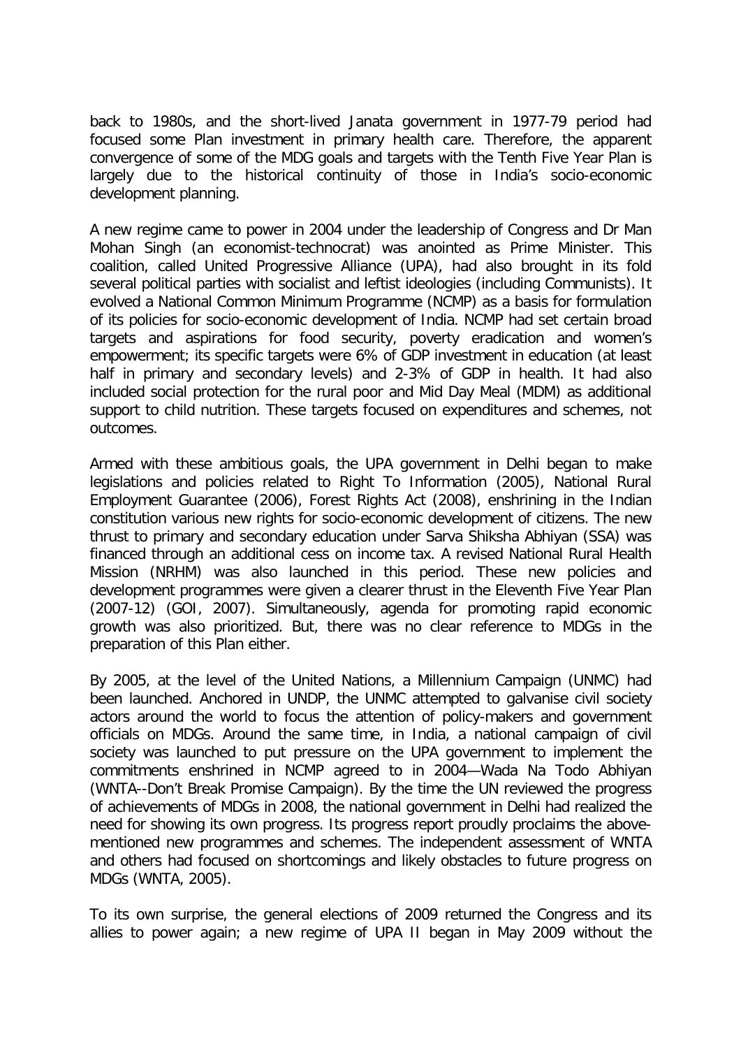back to 1980s, and the short-lived Janata government in 1977-79 period had focused some Plan investment in primary health care. Therefore, the apparent convergence of some of the MDG goals and targets with the Tenth Five Year Plan is largely due to the historical continuity of those in India's socio-economic development planning.

A new regime came to power in 2004 under the leadership of Congress and Dr Man Mohan Singh (an economist-technocrat) was anointed as Prime Minister. This coalition, called United Progressive Alliance (UPA), had also brought in its fold several political parties with socialist and leftist ideologies (including Communists). It evolved a National Common Minimum Programme (NCMP) as a basis for formulation of its policies for socio-economic development of India. NCMP had set certain broad targets and aspirations for food security, poverty eradication and women's empowerment; its specific targets were 6% of GDP investment in education (at least half in primary and secondary levels) and 2-3% of GDP in health. It had also included social protection for the rural poor and Mid Day Meal (MDM) as additional support to child nutrition. These targets focused on expenditures and schemes, not outcomes.

Armed with these ambitious goals, the UPA government in Delhi began to make legislations and policies related to Right To Information (2005), National Rural Employment Guarantee (2006), Forest Rights Act (2008), enshrining in the Indian constitution various new rights for socio-economic development of citizens. The new thrust to primary and secondary education under Sarva Shiksha Abhiyan (SSA) was financed through an additional cess on income tax. A revised National Rural Health Mission (NRHM) was also launched in this period. These new policies and development programmes were given a clearer thrust in the Eleventh Five Year Plan (2007-12) (GOI, 2007). Simultaneously, agenda for promoting rapid economic growth was also prioritized. But, there was no clear reference to MDGs in the preparation of this Plan either.

By 2005, at the level of the United Nations, a Millennium Campaign (UNMC) had been launched. Anchored in UNDP, the UNMC attempted to galvanise civil society actors around the world to focus the attention of policy-makers and government officials on MDGs. Around the same time, in India, a national campaign of civil society was launched to put pressure on the UPA government to implement the commitments enshrined in NCMP agreed to in 2004—Wada Na Todo Abhiyan (WNTA--Don't Break Promise Campaign). By the time the UN reviewed the progress of achievements of MDGs in 2008, the national government in Delhi had realized the need for showing its own progress. Its progress report proudly proclaims the above-mentioned new programmes and schemes. The independent assessment of WNTA and others had focused on shortcomings and likely obstacles to future progress on MDGs (WNTA, 2005).

To its own surprise, the general elections of 2009 returned the Congress and its allies to power again; a new regime of UPA II began in May 2009 without the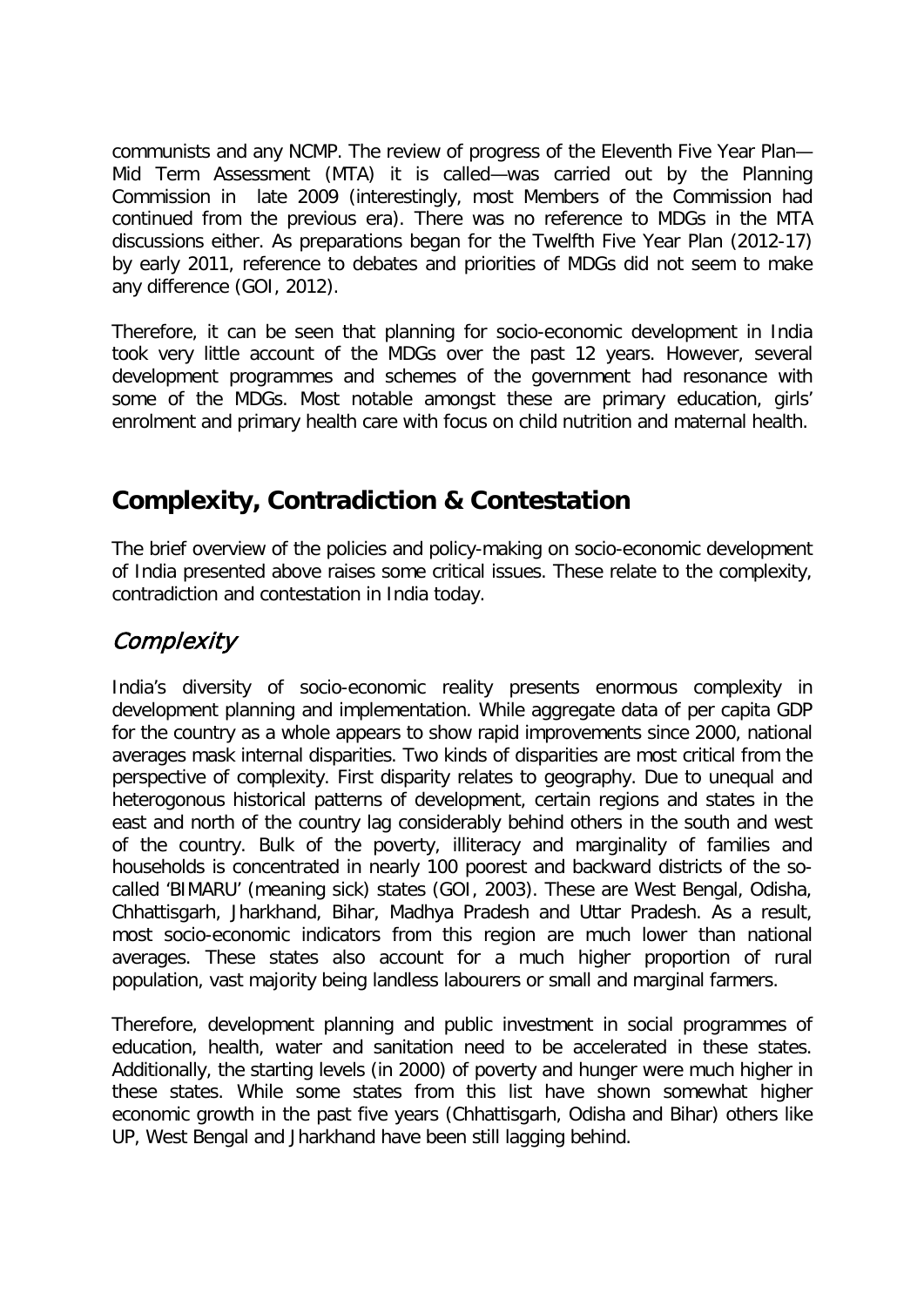communists and any NCMP. The review of progress of the Eleventh Five Year Plan—Mid Term Assessment (MTA) it is called—was carried out by the Planning Commission in late 2009 (interestingly, most Members of the Commission had continued from the previous era). There was no reference to MDGs in the MTA discussions either. As preparations began for the Twelfth Five Year Plan (2012-17) by early 2011, reference to debates and priorities of MDGs did not seem to make any difference (GOI, 2012).

Therefore, it can be seen that planning for socio-economic development in India took very little account of the MDGs over the past 12 years. However, several development programmes and schemes of the government had resonance with some of the MDGs. Most notable amongst these are primary education, girls' enrolment and primary health care with focus on child nutrition and maternal health.

## Complexity, Contradiction & Contestation

The brief overview of the policies and policy-making on socio-economic development of India presented above raises some critical issues. These relate to the complexity, contradiction and contestation in India today.

### *Complexity*

India's diversity of socio-economic reality presents enormous complexity in development planning and implementation. While aggregate data of per capita GDP for the country as a whole appears to show rapid improvements since 2000, national averages mask internal disparities. Two kinds of disparities are most critical from the perspective of complexity. First disparity relates to geography. Due to unequal and heterogonous historical patterns of development, certain regions and states in the east and north of the country lag considerably behind others in the south and west of the country. Bulk of the poverty, illiteracy and marginality of families and households is concentrated in nearly 100 poorest and backward districts of the so-called 'BIMARU' (meaning sick) states (GOI, 2003). These are West Bengal, Odisha, Chhattisgarh, Jharkhand, Bihar, Madhya Pradesh and Uttar Pradesh. As a result, most socio-economic indicators from this region are much lower than national averages. These states also account for a much higher proportion of rural population, vast majority being landless labourers or small and marginal farmers.

Therefore, development planning and public investment in social programmes of education, health, water and sanitation need to be accelerated in these states. Additionally, the starting levels (in 2000) of poverty and hunger were much higher in these states. While some states from this list have shown somewhat higher economic growth in the past five years (Chhattisgarh, Odisha and Bihar) others like UP, West Bengal and Jharkhand have been still lagging behind.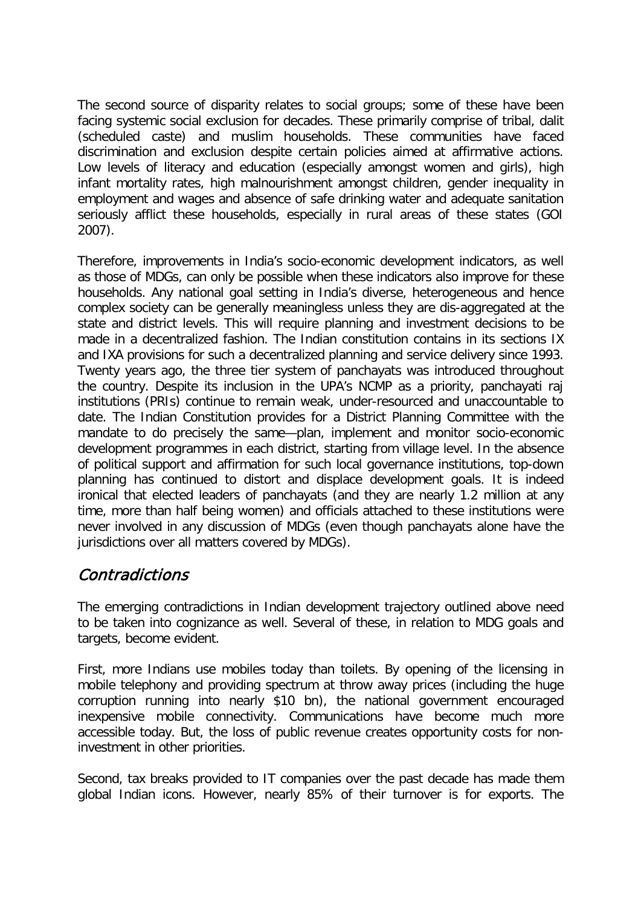The second source of disparity relates to social groups; some of these have been facing systemic social exclusion for decades. These primarily comprise of tribal, dalit (scheduled caste) and muslim households. These communities have faced discrimination and exclusion despite certain policies aimed at affirmative actions. Low levels of literacy and education (especially amongst women and girls), high infant mortality rates, high malnourishment amongst children, gender inequality in employment and wages and absence of safe drinking water and adequate sanitation seriously afflict these households, especially in rural areas of these states (GOI 2007).

Therefore, improvements in India's socio-economic development indicators, as well as those of MDGs, can only be possible when these indicators also improve for these households. Any national goal setting in India's diverse, heterogeneous and hence complex society can be generally meaningless unless they are dis-aggregated at the state and district levels. This will require planning and investment decisions to be made in a decentralized fashion. The Indian constitution contains in its sections IX and IXA provisions for such a decentralized planning and service delivery since 1993. Twenty years ago, the three tier system of panchayats was introduced throughout the country. Despite its inclusion in the UPA's NCMP as a priority, panchayati raj institutions (PRIs) continue to remain weak, under-resourced and unaccountable to date. The Indian Constitution provides for a District Planning Committee with the mandate to do precisely the same—plan, implement and monitor socio-economic development programmes in each district, starting from village level. In the absence of political support and affirmation for such local governance institutions, top-down planning has continued to distort and displace development goals. It is indeed ironical that elected leaders of panchayats (and they are nearly 1.2 million at any time, more than half being women) and officials attached to these institutions were never involved in any discussion of MDGs (even though panchayats alone have the jurisdictions over all matters covered by MDGs).

## *Contradictions*

The emerging contradictions in Indian development trajectory outlined above need to be taken into cognizance as well. Several of these, in relation to MDG goals and targets, become evident.

First, more Indians use mobiles today than toilets. By opening of the licensing in mobile telephony and providing spectrum at throw away prices (including the huge corruption running into nearly $10 bn), the national government encouraged inexpensive mobile connectivity. Communications have become much more accessible today. But, the loss of public revenue creates opportunity costs for non-investment in other priorities.

Second, tax breaks provided to IT companies over the past decade has made them global Indian icons. However, nearly 85% of their turnover is for exports. The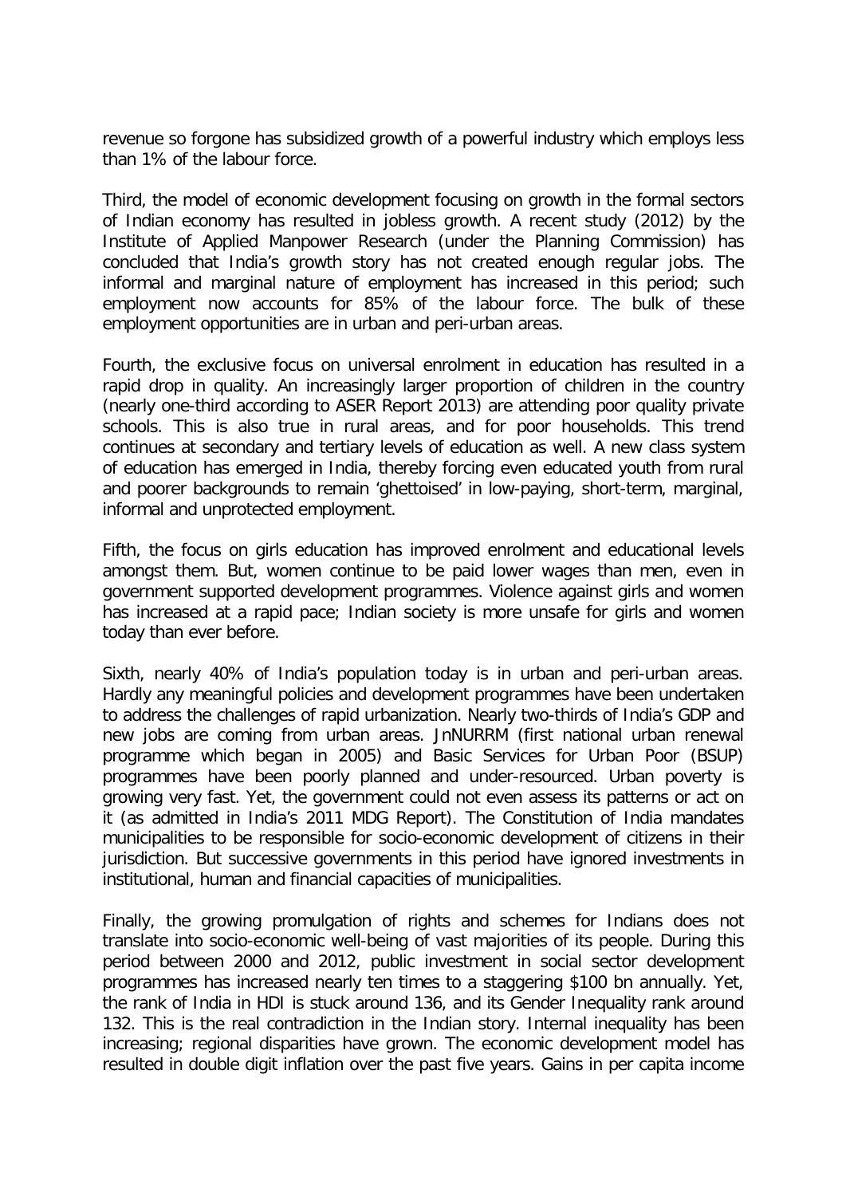revenue so forgone has subsidized growth of a powerful industry which employs less than 1% of the labour force.

Third, the model of economic development focusing on growth in the formal sectors of Indian economy has resulted in jobless growth. A recent study (2012) by the Institute of Applied Manpower Research (under the Planning Commission) has concluded that India's growth story has not created enough regular jobs. The informal and marginal nature of employment has increased in this period; such employment now accounts for 85% of the labour force. The bulk of these employment opportunities are in urban and peri-urban areas.

Fourth, the exclusive focus on universal enrolment in education has resulted in a rapid drop in quality. An increasingly larger proportion of children in the country (nearly one-third according to ASER Report 2013) are attending poor quality private schools. This is also true in rural areas, and for poor households. This trend continues at secondary and tertiary levels of education as well. A new class system of education has emerged in India, thereby forcing even educated youth from rural and poorer backgrounds to remain 'ghettoised' in low-paying, short-term, marginal, informal and unprotected employment.

Fifth, the focus on girls education has improved enrolment and educational levels amongst them. But, women continue to be paid lower wages than men, even in government supported development programmes. Violence against girls and women has increased at a rapid pace; Indian society is more unsafe for girls and women today than ever before.

Sixth, nearly 40% of India's population today is in urban and peri-urban areas. Hardly any meaningful policies and development programmes have been undertaken to address the challenges of rapid urbanization. Nearly two-thirds of India's GDP and new jobs are coming from urban areas. JnNURRM (first national urban renewal programme which began in 2005) and Basic Services for Urban Poor (BSUP) programmes have been poorly planned and under-resourced. Urban poverty is growing very fast. Yet, the government could not even assess its patterns or act on it (as admitted in India's 2011 MDG Report). The Constitution of India mandates municipalities to be responsible for socio-economic development of citizens in their jurisdiction. But successive governments in this period have ignored investments in institutional, human and financial capacities of municipalities.

Finally, the growing promulgation of rights and schemes for Indians does not translate into socio-economic well-being of vast majorities of its people. During this period between 2000 and 2012, public investment in social sector development programmes has increased nearly ten times to a staggering $100 bn annually. Yet, the rank of India in HDI is stuck around 136, and its Gender Inequality rank around 132. This is the real contradiction in the Indian story. Internal inequality has been increasing; regional disparities have grown. The economic development model has resulted in double digit inflation over the past five years. Gains in per capita income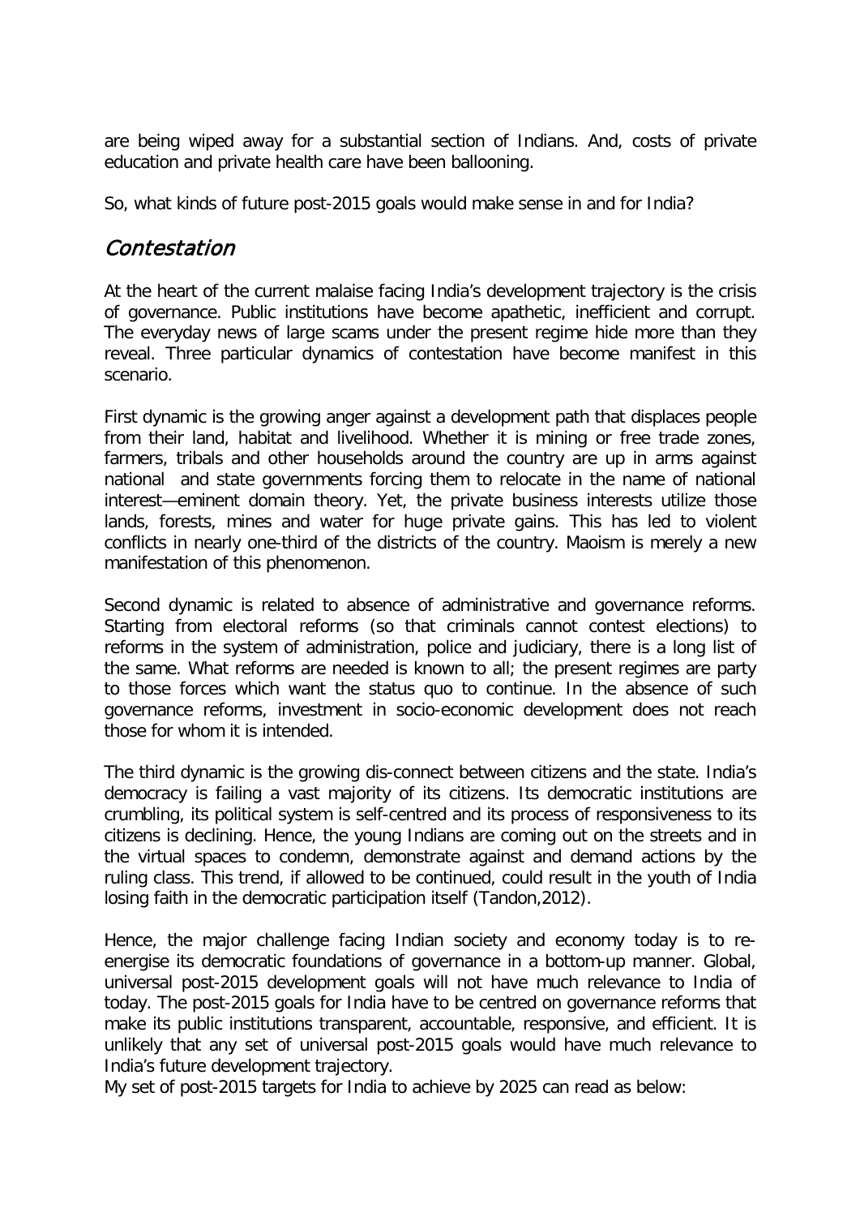are being wiped away for a substantial section of Indians. And, costs of private education and private health care have been ballooning.

So, what kinds of future post-2015 goals would make sense in and for India?

## *Contestation*

At the heart of the current malaise facing India's development trajectory is the crisis of governance. Public institutions have become apathetic, inefficient and corrupt. The everyday news of large scams under the present regime hide more than they reveal. Three particular dynamics of contestation have become manifest in this scenario.

First dynamic is the growing anger against a development path that displaces people from their land, habitat and livelihood. Whether it is mining or free trade zones, farmers, tribals and other households around the country are up in arms against national and state governments forcing them to relocate in the name of national interest—eminent domain theory. Yet, the private business interests utilize those lands, forests, mines and water for huge private gains. This has led to violent conflicts in nearly one-third of the districts of the country. Maoism is merely a new manifestation of this phenomenon.

Second dynamic is related to absence of administrative and governance reforms. Starting from electoral reforms (so that criminals cannot contest elections) to reforms in the system of administration, police and judiciary, there is a long list of the same. What reforms are needed is known to all; the present regimes are party to those forces which want the status quo to continue. In the absence of such governance reforms, investment in socio-economic development does not reach those for whom it is intended.

The third dynamic is the growing dis-connect between citizens and the state. India's democracy is failing a vast majority of its citizens. Its democratic institutions are crumbling, its political system is self-centred and its process of responsiveness to its citizens is declining. Hence, the young Indians are coming out on the streets and in the virtual spaces to condemn, demonstrate against and demand actions by the ruling class. This trend, if allowed to be continued, could result in the youth of India losing faith in the democratic participation itself (Tandon,2012).

Hence, the major challenge facing Indian society and economy today is to re-energise its democratic foundations of governance in a bottom-up manner. Global, universal post-2015 development goals will not have much relevance to India of today. The post-2015 goals for India have to be centred on governance reforms that make its public institutions transparent, accountable, responsive, and efficient. It is unlikely that any set of universal post-2015 goals would have much relevance to India's future development trajectory.
My set of post-2015 targets for India to achieve by 2025 can read as below: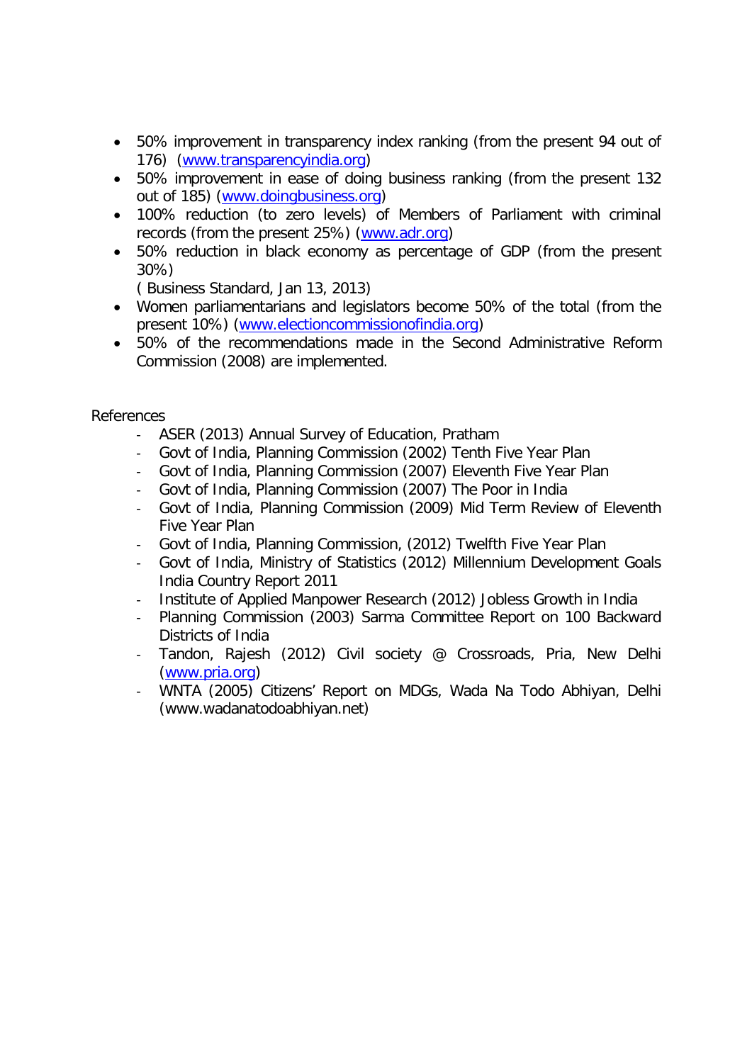- 50% improvement in transparency index ranking (from the present 94 out of 176) (www.transparencyindia.org)
- 50% improvement in ease of doing business ranking (from the present 132 out of 185) (www.doingbusiness.org)
- 100% reduction (to zero levels) of Members of Parliament with criminal records (from the present 25%) (www.adr.org)
- 50% reduction in black economy as percentage of GDP (from the present 30%)
  ( Business Standard, Jan 13, 2013)
- Women parliamentarians and legislators become 50% of the total (from the present 10%) (www.electioncommissionofindia.org)
- 50% of the recommendations made in the Second Administrative Reform Commission (2008) are implemented.

References

- ASER (2013) Annual Survey of Education, Pratham
- Govt of India, Planning Commission (2002) Tenth Five Year Plan
- Govt of India, Planning Commission (2007) Eleventh Five Year Plan
- Govt of India, Planning Commission (2007) The Poor in India
- Govt of India, Planning Commission (2009) Mid Term Review of Eleventh Five Year Plan
- Govt of India, Planning Commission, (2012) Twelfth Five Year Plan
- Govt of India, Ministry of Statistics (2012) Millennium Development Goals India Country Report 2011
- Institute of Applied Manpower Research (2012) Jobless Growth in India
- Planning Commission (2003) Sarma Committee Report on 100 Backward Districts of India
- Tandon, Rajesh (2012) Civil society @ Crossroads, Pria, New Delhi (www.pria.org)
- WNTA (2005) Citizens' Report on MDGs, Wada Na Todo Abhiyan, Delhi (www.wadanatodoabhiyan.net)